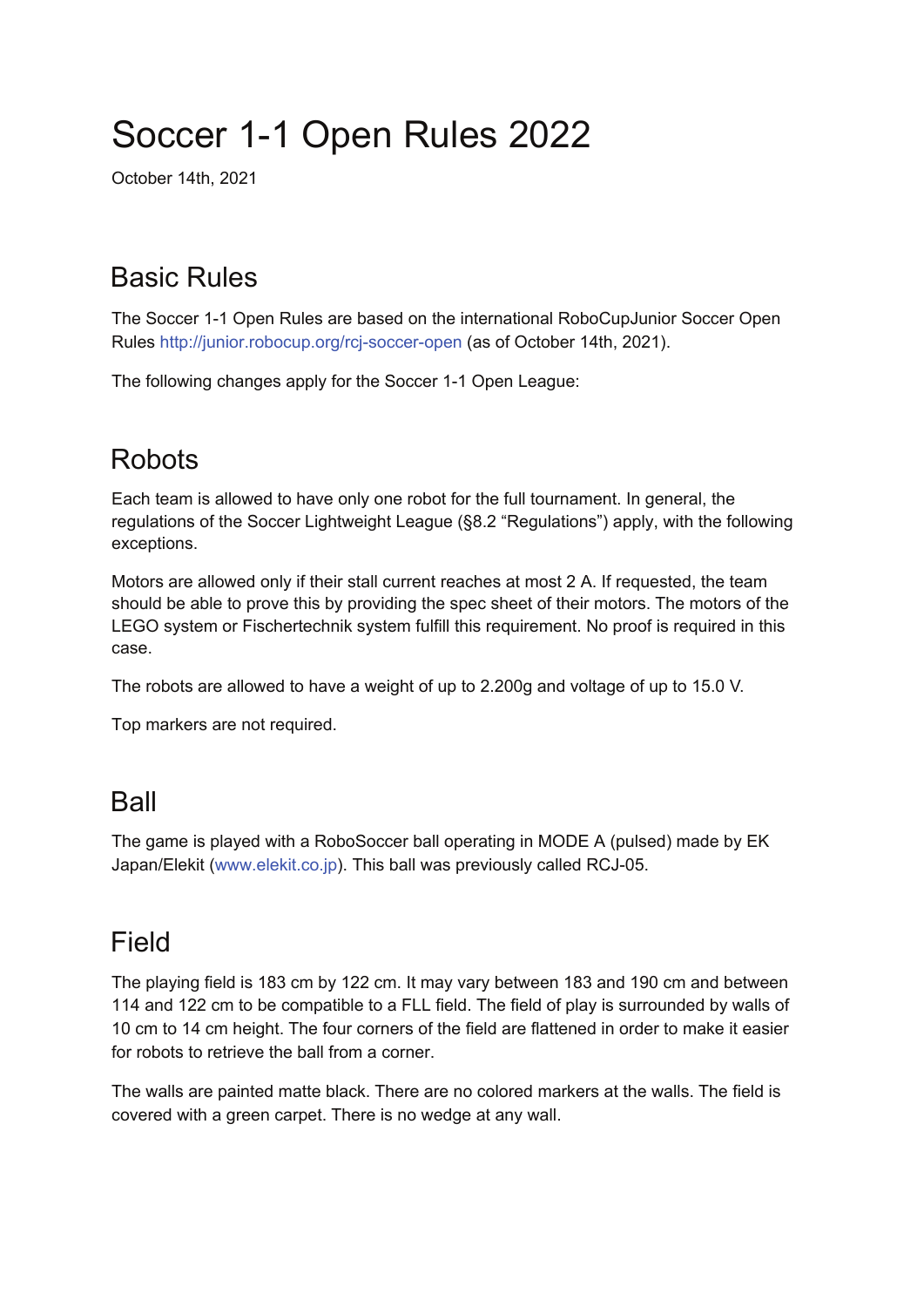# Soccer 1-1 Open Rules 2022

October 14th, 2021

## Basic Rules

The Soccer 1-1 Open Rules are based on the international RoboCupJunior Soccer Open Rules http://junior.robocup.org/rcj-soccer-open (as of October 14th, 2021).

The following changes apply for the Soccer 1-1 Open League:

## Robots

Each team is allowed to have only one robot for the full tournament. In general, the regulations of the Soccer Lightweight League (§8.2 "Regulations") apply, with the following exceptions.

Motors are allowed only if their stall current reaches at most 2 A. If requested, the team should be able to prove this by providing the spec sheet of their motors. The motors of the LEGO system or Fischertechnik system fulfill this requirement. No proof is required in this case.

The robots are allowed to have a weight of up to 2.200g and voltage of up to 15.0 V.

Top markers are not required.

## Ball

The game is played with a RoboSoccer ball operating in MODE A (pulsed) made by EK Japan/Elekit (www.elekit.co.jp). This ball was previously called RCJ-05.

## Field

The playing field is 183 cm by 122 cm. It may vary between 183 and 190 cm and between 114 and 122 cm to be compatible to a FLL field. The field of play is surrounded by walls of 10 cm to 14 cm height. The four corners of the field are flattened in order to make it easier for robots to retrieve the ball from a corner.

The walls are painted matte black. There are no colored markers at the walls. The field is covered with a green carpet. There is no wedge at any wall.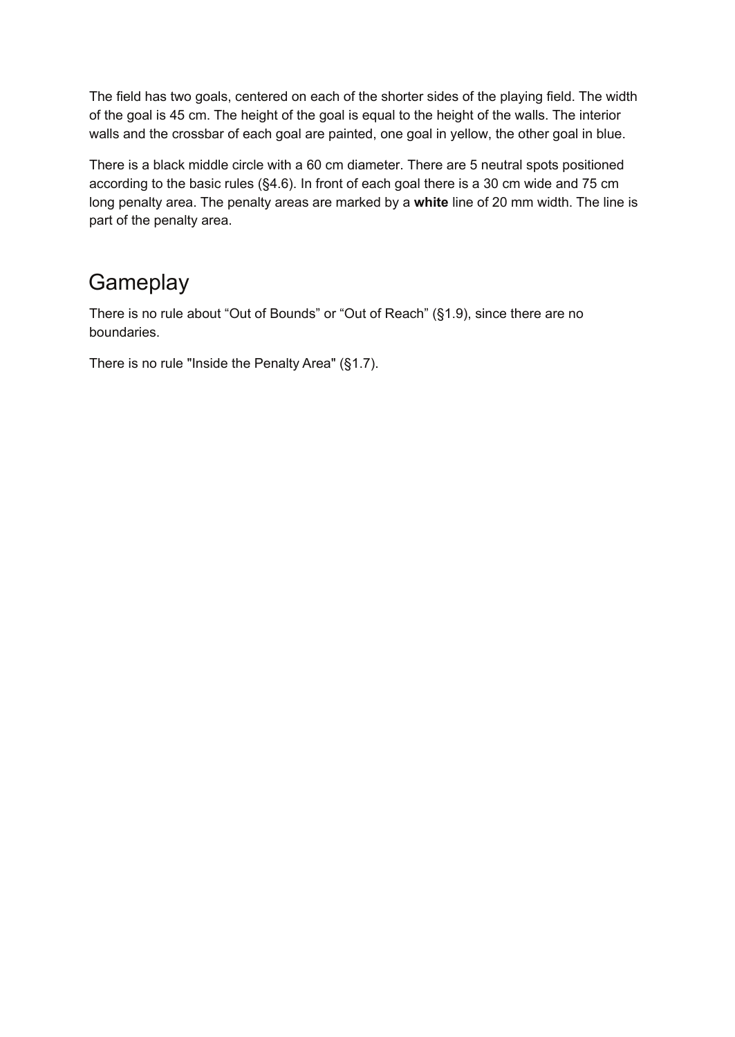The field has two goals, centered on each of the shorter sides of the playing field. The width of the goal is 45 cm. The height of the goal is equal to the height of the walls. The interior walls and the crossbar of each goal are painted, one goal in yellow, the other goal in blue.

There is a black middle circle with a 60 cm diameter. There are 5 neutral spots positioned according to the basic rules (§4.6). In front of each goal there is a 30 cm wide and 75 cm long penalty area. The penalty areas are marked by a **white** line of 20 mm width. The line is part of the penalty area.

## Gameplay

There is no rule about "Out of Bounds" or "Out of Reach" (§1.9), since there are no boundaries.

There is no rule "Inside the Penalty Area" (§1.7).